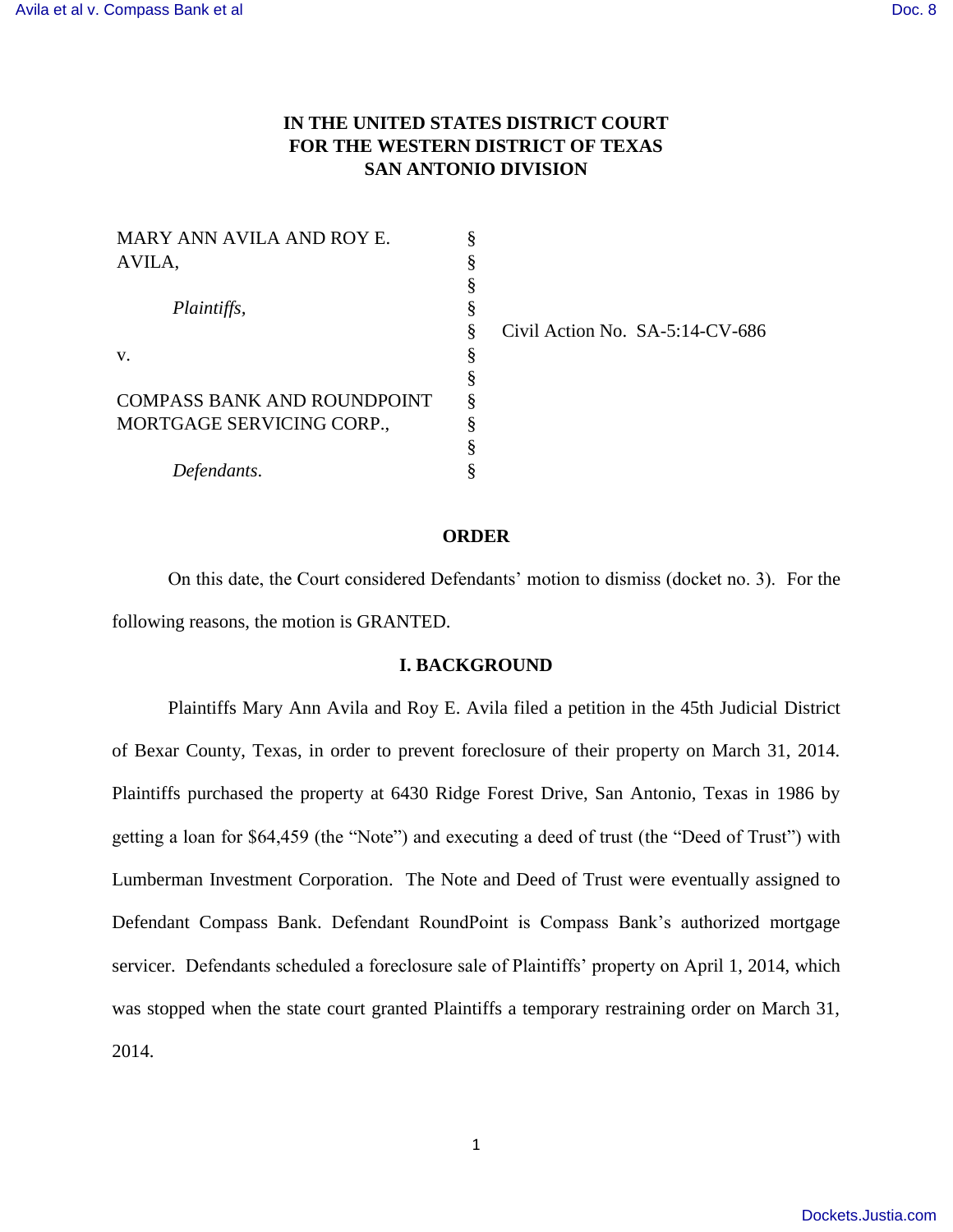**IN THE UNITED STATES DISTRICT COURT**
**FOR THE WESTERN DISTRICT OF TEXAS**
**SAN ANTONIO DIVISION**

| | | |
|---|---|---|
| MARY ANN AVILA AND ROY E. AVILA, | § | |
| *Plaintiffs,* | § | |
| | § | Civil Action No. SA-5:14-CV-686 |
| v. | § | |
| COMPASS BANK AND ROUNDPOINT MORTGAGE SERVICING CORP., | § | |
| *Defendants*. | § | |

## ORDER

On this date, the Court considered Defendants' motion to dismiss (docket no. 3). For the following reasons, the motion is GRANTED.

## I. BACKGROUND

Plaintiffs Mary Ann Avila and Roy E. Avila filed a petition in the 45th Judicial District of Bexar County, Texas, in order to prevent foreclosure of their property on March 31, 2014. Plaintiffs purchased the property at 6430 Ridge Forest Drive, San Antonio, Texas in 1986 by getting a loan for $64,459 (the "Note") and executing a deed of trust (the "Deed of Trust") with Lumberman Investment Corporation. The Note and Deed of Trust were eventually assigned to Defendant Compass Bank. Defendant RoundPoint is Compass Bank's authorized mortgage servicer. Defendants scheduled a foreclosure sale of Plaintiffs' property on April 1, 2014, which was stopped when the state court granted Plaintiffs a temporary restraining order on March 31, 2014.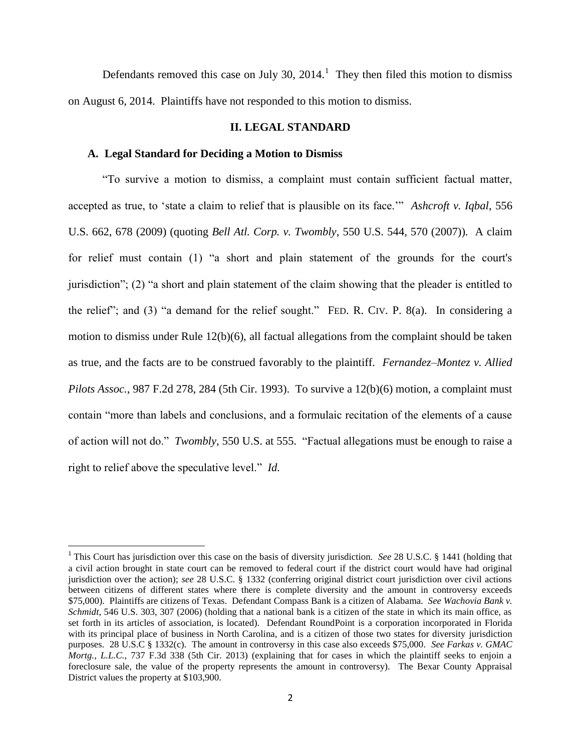Defendants removed this case on July 30, 2014.[1] They then filed this motion to dismiss on August 6, 2014. Plaintiffs have not responded to this motion to dismiss.

## II. LEGAL STANDARD

### A. Legal Standard for Deciding a Motion to Dismiss

"To survive a motion to dismiss, a complaint must contain sufficient factual matter, accepted as true, to 'state a claim to relief that is plausible on its face.'" *Ashcroft v. Iqbal*, 556 U.S. 662, 678 (2009) (quoting *Bell Atl. Corp. v. Twombly*, 550 U.S. 544, 570 (2007)). A claim for relief must contain (1) "a short and plain statement of the grounds for the court's jurisdiction"; (2) "a short and plain statement of the claim showing that the pleader is entitled to the relief"; and (3) "a demand for the relief sought." FED. R. CIV. P. 8(a). In considering a motion to dismiss under Rule 12(b)(6), all factual allegations from the complaint should be taken as true, and the facts are to be construed favorably to the plaintiff. *Fernandez–Montez v. Allied Pilots Assoc.*, 987 F.2d 278, 284 (5th Cir. 1993). To survive a 12(b)(6) motion, a complaint must contain "more than labels and conclusions, and a formulaic recitation of the elements of a cause of action will not do." *Twombly*, 550 U.S. at 555. "Factual allegations must be enough to raise a right to relief above the speculative level." *Id.*

---

[1] This Court has jurisdiction over this case on the basis of diversity jurisdiction. *See* 28 U.S.C. § 1441 (holding that a civil action brought in state court can be removed to federal court if the district court would have had original jurisdiction over the action); *see* 28 U.S.C. § 1332 (conferring original district court jurisdiction over civil actions between citizens of different states where there is complete diversity and the amount in controversy exceeds $75,000). Plaintiffs are citizens of Texas. Defendant Compass Bank is a citizen of Alabama. *See Wachovia Bank v. Schmidt*, 546 U.S. 303, 307 (2006) (holding that a national bank is a citizen of the state in which its main office, as set forth in its articles of association, is located). Defendant RoundPoint is a corporation incorporated in Florida with its principal place of business in North Carolina, and is a citizen of those two states for diversity jurisdiction purposes. 28 U.S.C § 1332(c). The amount in controversy in this case also exceeds $75,000. *See Farkas v. GMAC Mortg., L.L.C.*, 737 F.3d 338 (5th Cir. 2013) (explaining that for cases in which the plaintiff seeks to enjoin a foreclosure sale, the value of the property represents the amount in controversy). The Bexar County Appraisal District values the property at $103,900.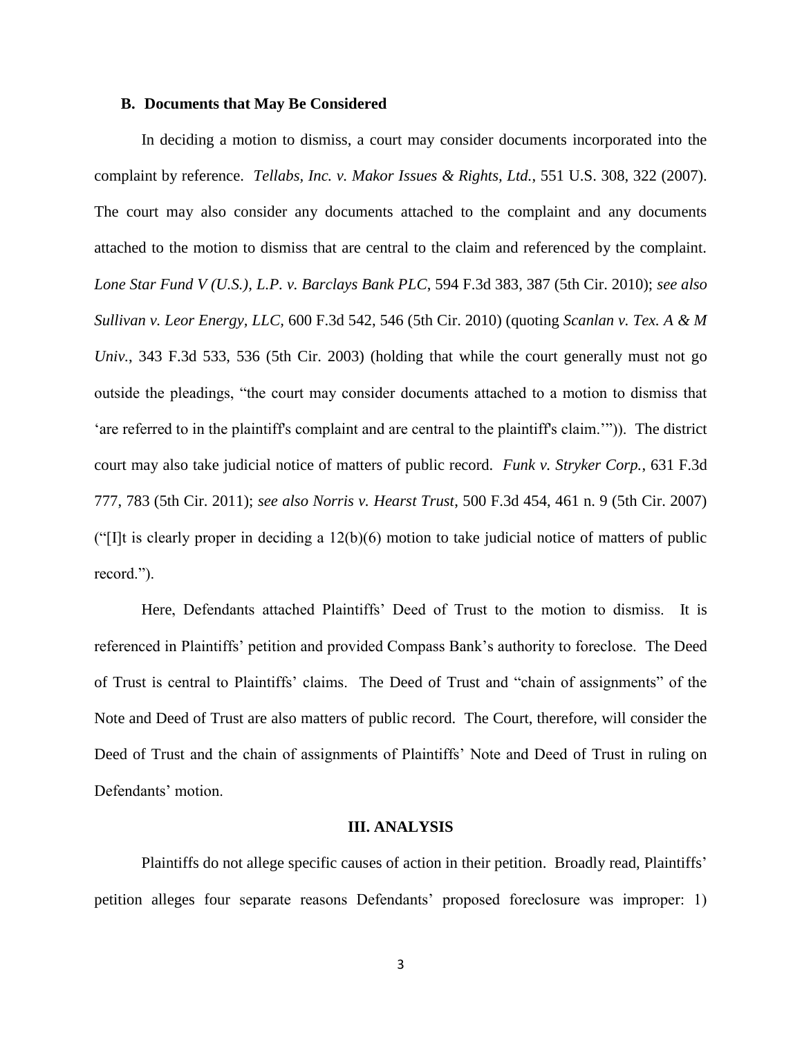### B. Documents that May Be Considered

In deciding a motion to dismiss, a court may consider documents incorporated into the complaint by reference. *Tellabs, Inc. v. Makor Issues & Rights, Ltd.*, 551 U.S. 308, 322 (2007). The court may also consider any documents attached to the complaint and any documents attached to the motion to dismiss that are central to the claim and referenced by the complaint. *Lone Star Fund V (U.S.), L.P. v. Barclays Bank PLC*, 594 F.3d 383, 387 (5th Cir. 2010); *see also Sullivan v. Leor Energy, LLC*, 600 F.3d 542, 546 (5th Cir. 2010) (quoting *Scanlan v. Tex. A & M Univ.*, 343 F.3d 533, 536 (5th Cir. 2003) (holding that while the court generally must not go outside the pleadings, "the court may consider documents attached to a motion to dismiss that 'are referred to in the plaintiff's complaint and are central to the plaintiff's claim.'")). The district court may also take judicial notice of matters of public record. *Funk v. Stryker Corp.*, 631 F.3d 777, 783 (5th Cir. 2011); *see also Norris v. Hearst Trust*, 500 F.3d 454, 461 n. 9 (5th Cir. 2007) ("[I]t is clearly proper in deciding a 12(b)(6) motion to take judicial notice of matters of public record.").

Here, Defendants attached Plaintiffs' Deed of Trust to the motion to dismiss. It is referenced in Plaintiffs' petition and provided Compass Bank's authority to foreclose. The Deed of Trust is central to Plaintiffs' claims. The Deed of Trust and "chain of assignments" of the Note and Deed of Trust are also matters of public record. The Court, therefore, will consider the Deed of Trust and the chain of assignments of Plaintiffs' Note and Deed of Trust in ruling on Defendants' motion.

## III. ANALYSIS

Plaintiffs do not allege specific causes of action in their petition. Broadly read, Plaintiffs' petition alleges four separate reasons Defendants' proposed foreclosure was improper: 1)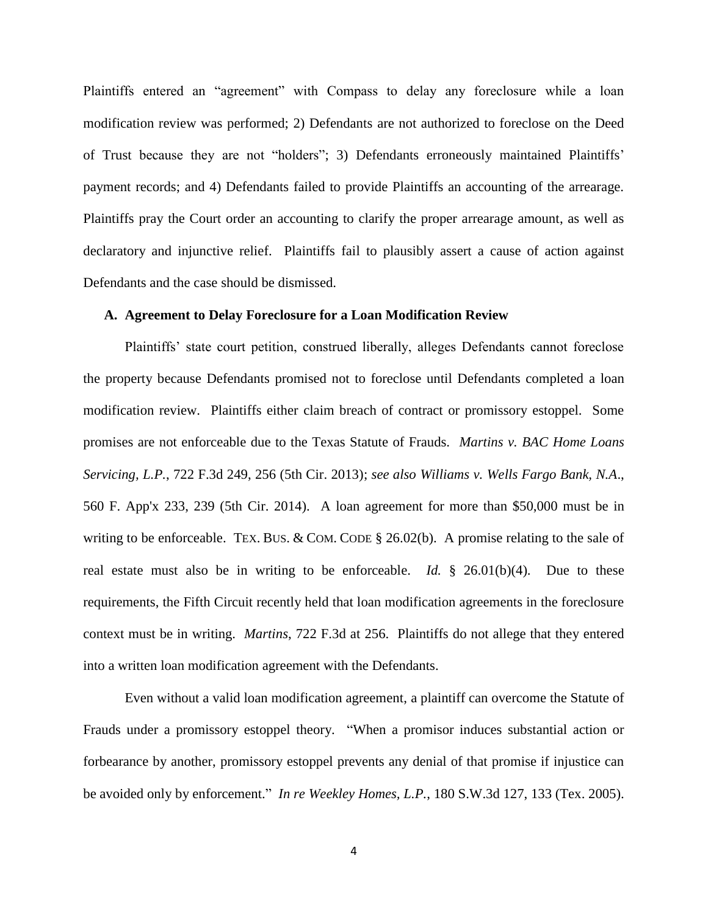Plaintiffs entered an "agreement" with Compass to delay any foreclosure while a loan modification review was performed; 2) Defendants are not authorized to foreclose on the Deed of Trust because they are not "holders"; 3) Defendants erroneously maintained Plaintiffs' payment records; and 4) Defendants failed to provide Plaintiffs an accounting of the arrearage. Plaintiffs pray the Court order an accounting to clarify the proper arrearage amount, as well as declaratory and injunctive relief. Plaintiffs fail to plausibly assert a cause of action against Defendants and the case should be dismissed.

### A. Agreement to Delay Foreclosure for a Loan Modification Review

Plaintiffs' state court petition, construed liberally, alleges Defendants cannot foreclose the property because Defendants promised not to foreclose until Defendants completed a loan modification review. Plaintiffs either claim breach of contract or promissory estoppel. Some promises are not enforceable due to the Texas Statute of Frauds. *Martins v. BAC Home Loans Servicing, L.P.*, 722 F.3d 249, 256 (5th Cir. 2013); *see also Williams v. Wells Fargo Bank, N.A*., 560 F. App'x 233, 239 (5th Cir. 2014). A loan agreement for more than $50,000 must be in writing to be enforceable. TEX. BUS. & COM. CODE § 26.02(b). A promise relating to the sale of real estate must also be in writing to be enforceable. *Id.* § 26.01(b)(4). Due to these requirements, the Fifth Circuit recently held that loan modification agreements in the foreclosure context must be in writing. *Martins*, 722 F.3d at 256. Plaintiffs do not allege that they entered into a written loan modification agreement with the Defendants.

Even without a valid loan modification agreement, a plaintiff can overcome the Statute of Frauds under a promissory estoppel theory. "When a promisor induces substantial action or forbearance by another, promissory estoppel prevents any denial of that promise if injustice can be avoided only by enforcement." *In re Weekley Homes, L.P.*, 180 S.W.3d 127, 133 (Tex. 2005).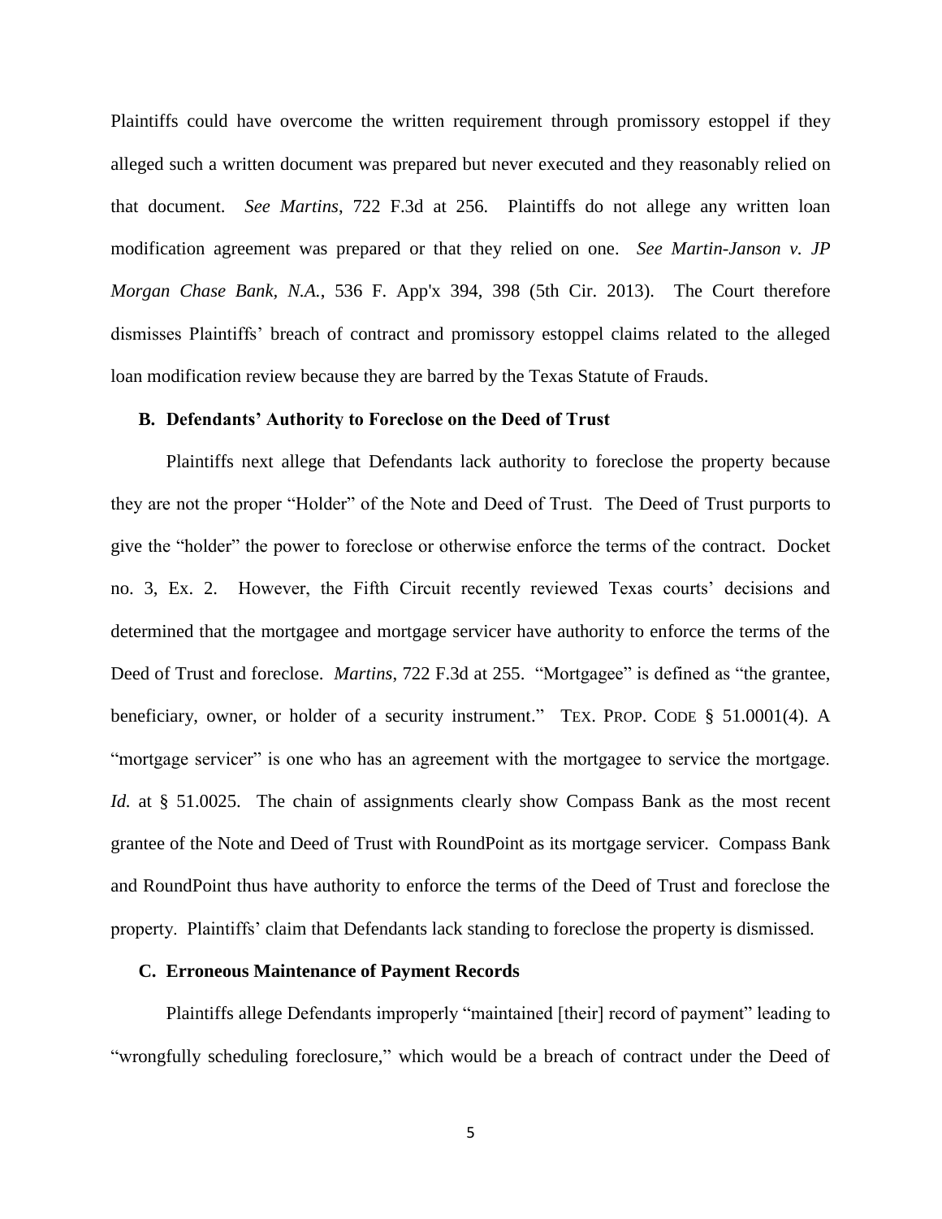Plaintiffs could have overcome the written requirement through promissory estoppel if they alleged such a written document was prepared but never executed and they reasonably relied on that document. *See Martins*, 722 F.3d at 256. Plaintiffs do not allege any written loan modification agreement was prepared or that they relied on one. *See Martin-Janson v. JP Morgan Chase Bank, N.A.*, 536 F. App'x 394, 398 (5th Cir. 2013). The Court therefore dismisses Plaintiffs' breach of contract and promissory estoppel claims related to the alleged loan modification review because they are barred by the Texas Statute of Frauds.

### B. Defendants' Authority to Foreclose on the Deed of Trust

Plaintiffs next allege that Defendants lack authority to foreclose the property because they are not the proper "Holder" of the Note and Deed of Trust. The Deed of Trust purports to give the "holder" the power to foreclose or otherwise enforce the terms of the contract. Docket no. 3, Ex. 2. However, the Fifth Circuit recently reviewed Texas courts' decisions and determined that the mortgagee and mortgage servicer have authority to enforce the terms of the Deed of Trust and foreclose. *Martins*, 722 F.3d at 255. "Mortgagee" is defined as "the grantee, beneficiary, owner, or holder of a security instrument." TEX. PROP. CODE § 51.0001(4). A "mortgage servicer" is one who has an agreement with the mortgagee to service the mortgage. *Id.* at § 51.0025. The chain of assignments clearly show Compass Bank as the most recent grantee of the Note and Deed of Trust with RoundPoint as its mortgage servicer. Compass Bank and RoundPoint thus have authority to enforce the terms of the Deed of Trust and foreclose the property. Plaintiffs' claim that Defendants lack standing to foreclose the property is dismissed.

### C. Erroneous Maintenance of Payment Records

Plaintiffs allege Defendants improperly "maintained [their] record of payment" leading to "wrongfully scheduling foreclosure," which would be a breach of contract under the Deed of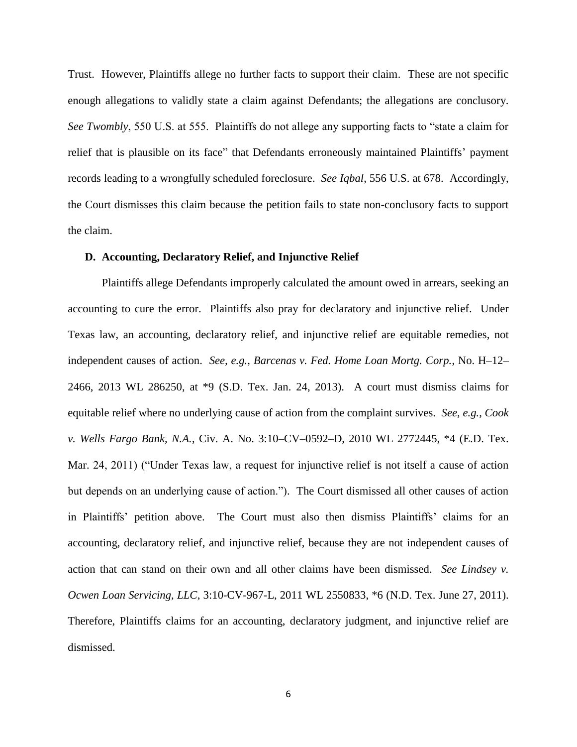Trust. However, Plaintiffs allege no further facts to support their claim. These are not specific enough allegations to validly state a claim against Defendants; the allegations are conclusory. *See Twombly*, 550 U.S. at 555. Plaintiffs do not allege any supporting facts to "state a claim for relief that is plausible on its face" that Defendants erroneously maintained Plaintiffs' payment records leading to a wrongfully scheduled foreclosure. *See Iqbal*, 556 U.S. at 678. Accordingly, the Court dismisses this claim because the petition fails to state non-conclusory facts to support the claim.

### D. Accounting, Declaratory Relief, and Injunctive Relief

Plaintiffs allege Defendants improperly calculated the amount owed in arrears, seeking an accounting to cure the error. Plaintiffs also pray for declaratory and injunctive relief. Under Texas law, an accounting, declaratory relief, and injunctive relief are equitable remedies, not independent causes of action. *See, e.g.*, *Barcenas v. Fed. Home Loan Mortg. Corp.*, No. H–12–2466, 2013 WL 286250, at *9 (S.D. Tex. Jan. 24, 2013). A court must dismiss claims for equitable relief where no underlying cause of action from the complaint survives. *See, e.g.*, *Cook v. Wells Fargo Bank, N.A.*, Civ. A. No. 3:10–CV–0592–D, 2010 WL 2772445, *4 (E.D. Tex. Mar. 24, 2011) ("Under Texas law, a request for injunctive relief is not itself a cause of action but depends on an underlying cause of action."). The Court dismissed all other causes of action in Plaintiffs' petition above. The Court must also then dismiss Plaintiffs' claims for an accounting, declaratory relief, and injunctive relief, because they are not independent causes of action that can stand on their own and all other claims have been dismissed. *See Lindsey v. Ocwen Loan Servicing, LLC*, 3:10-CV-967-L, 2011 WL 2550833, *6 (N.D. Tex. June 27, 2011). Therefore, Plaintiffs claims for an accounting, declaratory judgment, and injunctive relief are dismissed.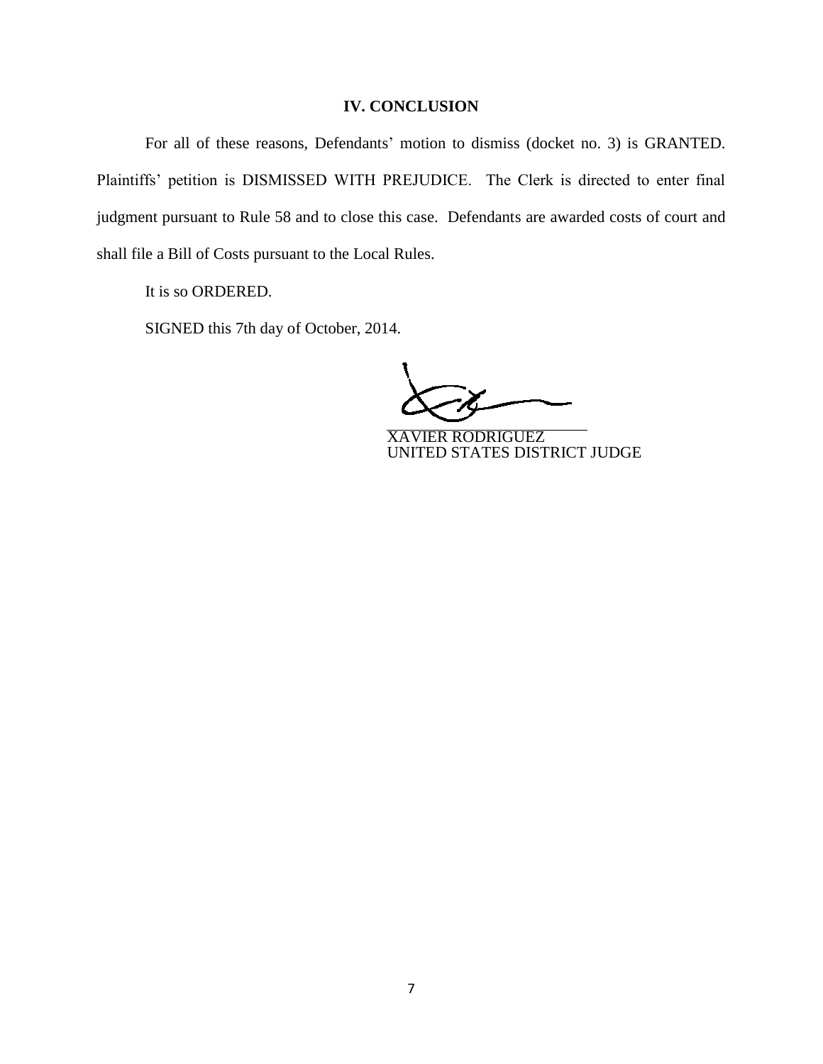## IV. CONCLUSION

For all of these reasons, Defendants' motion to dismiss (docket no. 3) is GRANTED. Plaintiffs' petition is DISMISSED WITH PREJUDICE. The Clerk is directed to enter final judgment pursuant to Rule 58 and to close this case. Defendants are awarded costs of court and shall file a Bill of Costs pursuant to the Local Rules.

It is so ORDERED.

SIGNED this 7th day of October, 2014.

XAVIER RODRIGUEZ
UNITED STATES DISTRICT JUDGE